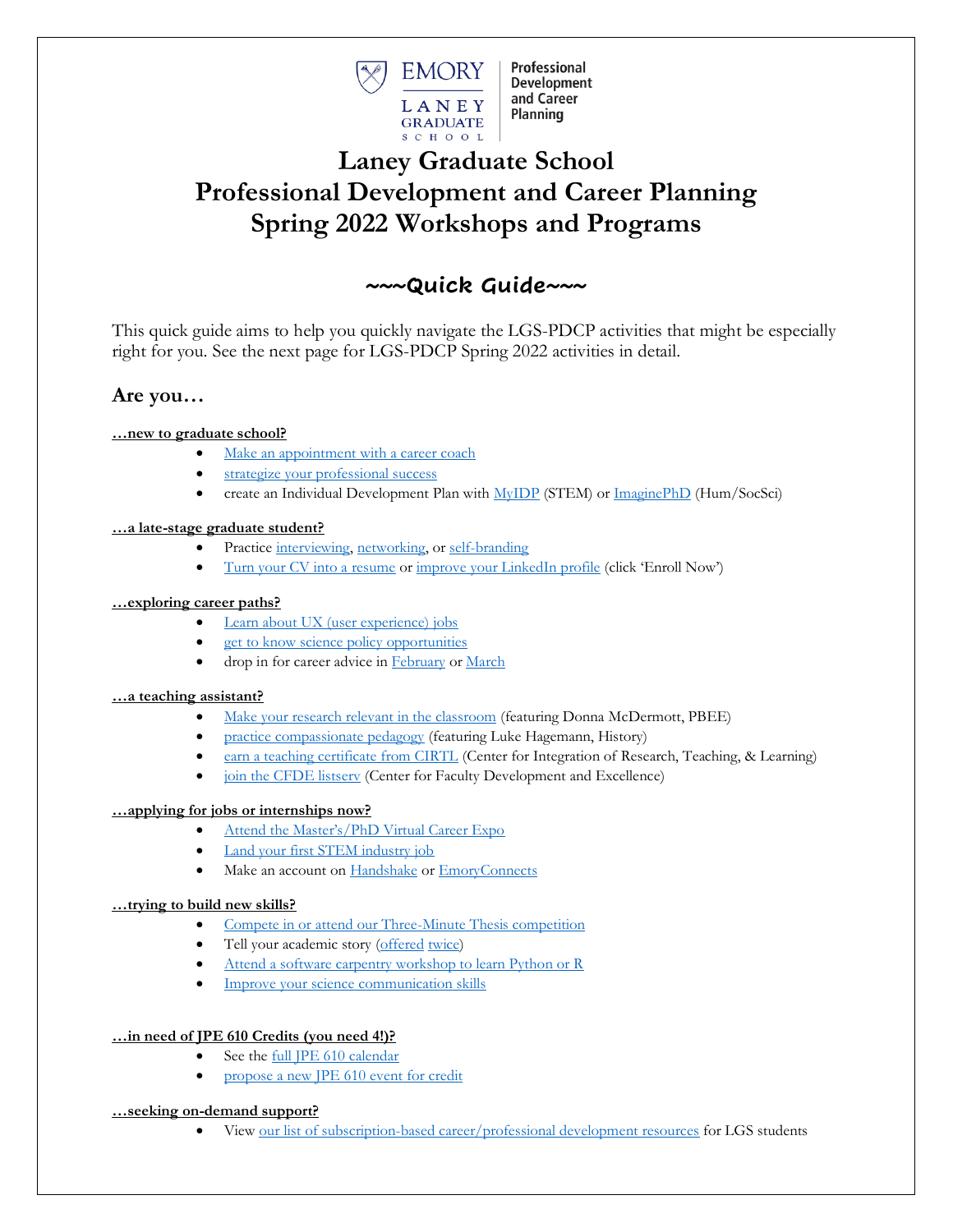# Laney Graduate School Professional Development and Career Planning Spring 2022 Workshops and Programs

## ~~~Quick Guide~~~

This quick guide aims to help you quickly navigate the LGS-PDCP activities that might be especially right for you. See the next page for LGS-PDCP Spring 2022 activities in detail.

### Are you…

**…new to graduate school?**

- Make an appointment with a career coach
- strategize your professional success
- create an Individual Development Plan with MyIDP (STEM) or ImaginePhD (Hum/SocSci)

**…a late-stage graduate student?**

- Practice interviewing, networking, or self-branding
- Turn your CV into a resume or improve your LinkedIn profile (click 'Enroll Now')

**…exploring career paths?**

- Learn about UX (user experience) jobs
- get to know science policy opportunities
- drop in for career advice in February or March

**…a teaching assistant?**

- Make your research relevant in the classroom (featuring Donna McDermott, PBEE)
- practice compassionate pedagogy (featuring Luke Hagemann, History)
- earn a teaching certificate from CIRTL (Center for Integration of Research, Teaching, & Learning)
- join the CFDE listserv (Center for Faculty Development and Excellence)

**…applying for jobs or internships now?**

- Attend the Master's/PhD Virtual Career Expo
- Land your first STEM industry job
- Make an account on Handshake or EmoryConnects

**…trying to build new skills?**

- Compete in or attend our Three-Minute Thesis competition
- Tell your academic story (offered twice)
- Attend a software carpentry workshop to learn Python or R
- Improve your science communication skills

**…in need of JPE 610 Credits (you need 4!)?**

- See the full JPE 610 calendar
- propose a new JPE 610 event for credit

**…seeking on-demand support?**

- View our list of subscription-based career/professional development resources for LGS students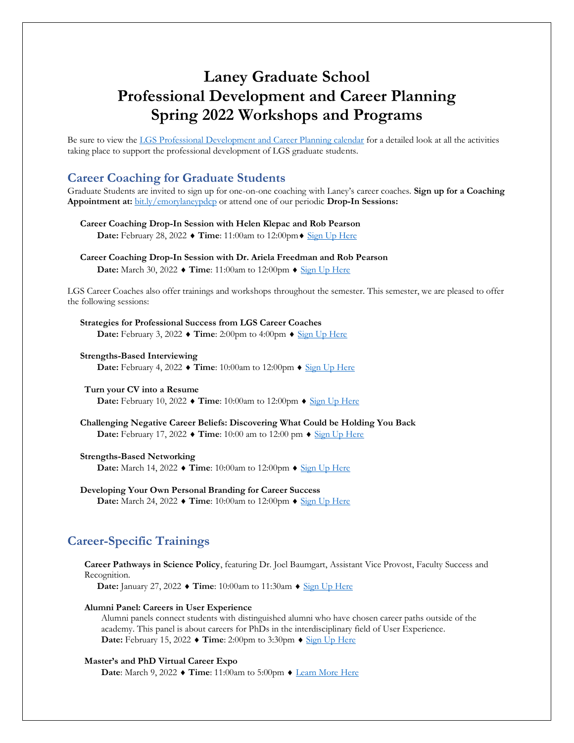# Laney Graduate School
# Professional Development and Career Planning
# Spring 2022 Workshops and Programs

Be sure to view the [LGS Professional Development and Career Planning calendar]() for a detailed look at all the activities taking place to support the professional development of LGS graduate students.

## Career Coaching for Graduate Students

Graduate Students are invited to sign up for one-on-one coaching with Laney's career coaches. **Sign up for a Coaching Appointment at:** [bit.ly/emorylaneypdcp]() or attend one of our periodic **Drop-In Sessions:**

**Career Coaching Drop-In Session with Helen Klepac and Rob Pearson**
**Date:** February 28, 2022 ♦ **Time**: 11:00am to 12:00pm♦ [Sign Up Here]()

**Career Coaching Drop-In Session with Dr. Ariela Freedman and Rob Pearson**
**Date:** March 30, 2022 ♦ **Time**: 11:00am to 12:00pm ♦ [Sign Up Here]()

LGS Career Coaches also offer trainings and workshops throughout the semester. This semester, we are pleased to offer the following sessions:

**Strategies for Professional Success from LGS Career Coaches**
**Date:** February 3, 2022 ♦ **Time**: 2:00pm to 4:00pm ♦ [Sign Up Here]()

**Strengths-Based Interviewing**
**Date:** February 4, 2022 ♦ **Time**: 10:00am to 12:00pm ♦ [Sign Up Here]()

**Turn your CV into a Resume**
**Date:** February 10, 2022 ♦ **Time**: 10:00am to 12:00pm ♦ [Sign Up Here]()

**Challenging Negative Career Beliefs: Discovering What Could be Holding You Back**
**Date:** February 17, 2022 ♦ **Time**: 10:00 am to 12:00 pm ♦ [Sign Up Here]()

**Strengths-Based Networking**
**Date:** March 14, 2022 ♦ **Time**: 10:00am to 12:00pm ♦ [Sign Up Here]()

**Developing Your Own Personal Branding for Career Success**
**Date:** March 24, 2022 ♦ **Time**: 10:00am to 12:00pm ♦ [Sign Up Here]()

## Career-Specific Trainings

**Career Pathways in Science Policy**, featuring Dr. Joel Baumgart, Assistant Vice Provost, Faculty Success and Recognition.
**Date:** January 27, 2022 ♦ **Time**: 10:00am to 11:30am ♦ [Sign Up Here]()

**Alumni Panel: Careers in User Experience**
Alumni panels connect students with distinguished alumni who have chosen career paths outside of the academy. This panel is about careers for PhDs in the interdisciplinary field of User Experience.
**Date:** February 15, 2022 ♦ **Time**: 2:00pm to 3:30pm ♦ [Sign Up Here]()

**Master's and PhD Virtual Career Expo**
**Date**: March 9, 2022 ♦ **Time**: 11:00am to 5:00pm ♦ [Learn More Here]()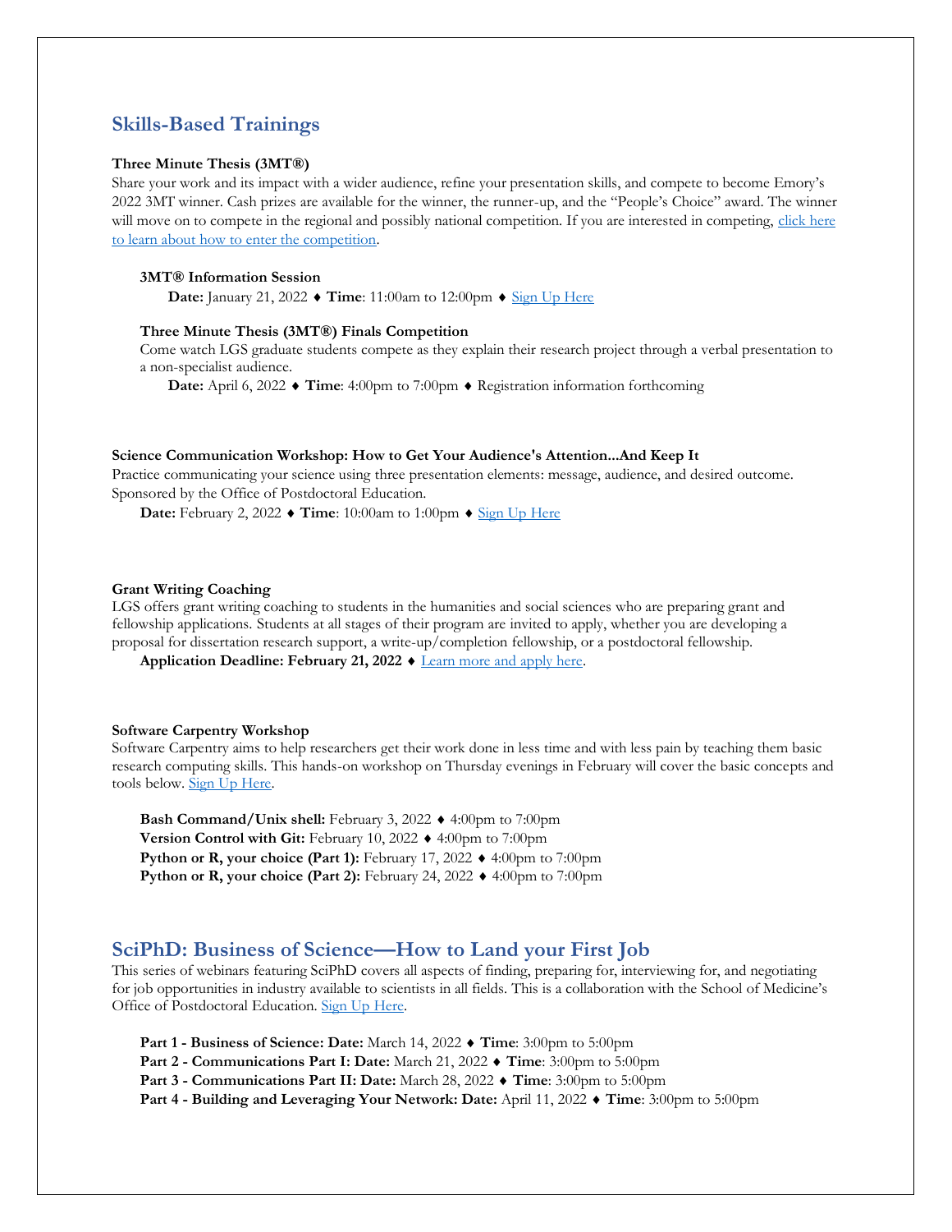## Skills-Based Trainings

**Three Minute Thesis (3MT®)**

Share your work and its impact with a wider audience, refine your presentation skills, and compete to become Emory's 2022 3MT winner. Cash prizes are available for the winner, the runner-up, and the "People's Choice" award. The winner will move on to compete in the regional and possibly national competition. If you are interested in competing, [click here to learn about how to enter the competition]().

**3MT® Information Session**

**Date:** January 21, 2022 ♦ **Time**: 11:00am to 12:00pm ♦ [Sign Up Here]()

**Three Minute Thesis (3MT®) Finals Competition**

Come watch LGS graduate students compete as they explain their research project through a verbal presentation to a non-specialist audience.

**Date:** April 6, 2022 ♦ **Time**: 4:00pm to 7:00pm ♦ Registration information forthcoming

**Science Communication Workshop: How to Get Your Audience's Attention...And Keep It**

Practice communicating your science using three presentation elements: message, audience, and desired outcome. Sponsored by the Office of Postdoctoral Education.

**Date:** February 2, 2022 ♦ **Time**: 10:00am to 1:00pm ♦ [Sign Up Here]()

**Grant Writing Coaching**

LGS offers grant writing coaching to students in the humanities and social sciences who are preparing grant and fellowship applications. Students at all stages of their program are invited to apply, whether you are developing a proposal for dissertation research support, a write-up/completion fellowship, or a postdoctoral fellowship.

**Application Deadline: February 21, 2022** ♦ [Learn more and apply here]().

**Software Carpentry Workshop**

Software Carpentry aims to help researchers get their work done in less time and with less pain by teaching them basic research computing skills. This hands-on workshop on Thursday evenings in February will cover the basic concepts and tools below. [Sign Up Here]().

**Bash Command/Unix shell:** February 3, 2022 ♦ 4:00pm to 7:00pm
**Version Control with Git:** February 10, 2022 ♦ 4:00pm to 7:00pm
**Python or R, your choice (Part 1):** February 17, 2022 ♦ 4:00pm to 7:00pm
**Python or R, your choice (Part 2):** February 24, 2022 ♦ 4:00pm to 7:00pm

## SciPhD: Business of Science—How to Land your First Job

This series of webinars featuring SciPhD covers all aspects of finding, preparing for, interviewing for, and negotiating for job opportunities in industry available to scientists in all fields. This is a collaboration with the School of Medicine's Office of Postdoctoral Education. [Sign Up Here]().

**Part 1 - Business of Science: Date:** March 14, 2022 ♦ **Time**: 3:00pm to 5:00pm
**Part 2 - Communications Part I: Date:** March 21, 2022 ♦ **Time**: 3:00pm to 5:00pm
**Part 3 - Communications Part II: Date:** March 28, 2022 ♦ **Time**: 3:00pm to 5:00pm
**Part 4 - Building and Leveraging Your Network: Date:** April 11, 2022 ♦ **Time**: 3:00pm to 5:00pm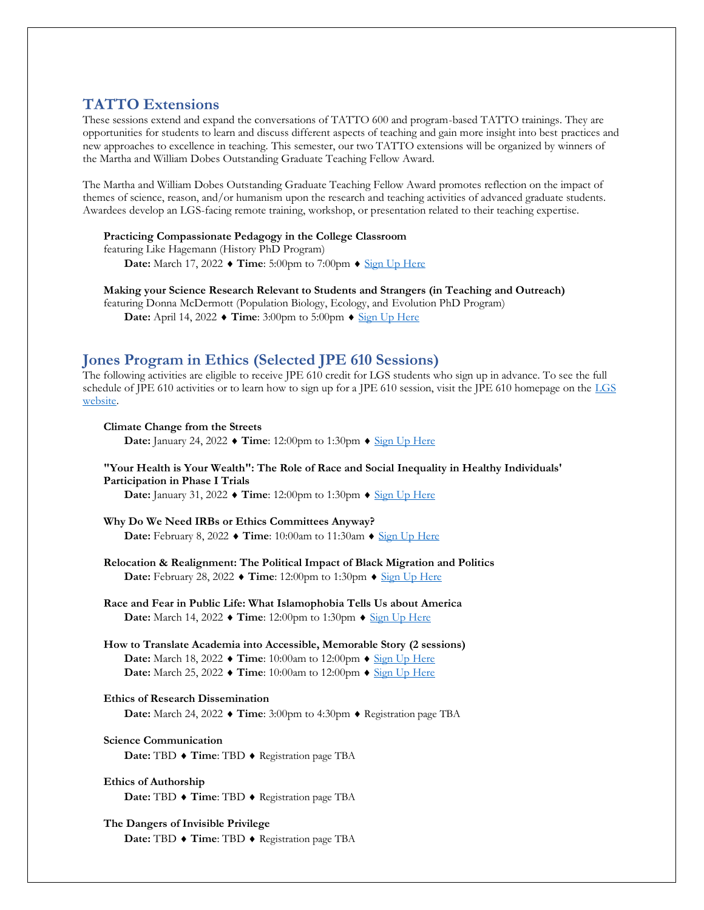## TATTO Extensions

These sessions extend and expand the conversations of TATTO 600 and program-based TATTO trainings. They are opportunities for students to learn and discuss different aspects of teaching and gain more insight into best practices and new approaches to excellence in teaching. This semester, our two TATTO extensions will be organized by winners of the Martha and William Dobes Outstanding Graduate Teaching Fellow Award.

The Martha and William Dobes Outstanding Graduate Teaching Fellow Award promotes reflection on the impact of themes of science, reason, and/or humanism upon the research and teaching activities of advanced graduate students. Awardees develop an LGS-facing remote training, workshop, or presentation related to their teaching expertise.

**Practicing Compassionate Pedagogy in the College Classroom**
featuring Like Hagemann (History PhD Program)
**Date:** March 17, 2022 ♦ **Time**: 5:00pm to 7:00pm ♦ Sign Up Here

**Making your Science Research Relevant to Students and Strangers (in Teaching and Outreach)**
featuring Donna McDermott (Population Biology, Ecology, and Evolution PhD Program)
**Date:** April 14, 2022 ♦ **Time**: 3:00pm to 5:00pm ♦ Sign Up Here

## Jones Program in Ethics (Selected JPE 610 Sessions)

The following activities are eligible to receive JPE 610 credit for LGS students who sign up in advance. To see the full schedule of JPE 610 activities or to learn how to sign up for a JPE 610 session, visit the JPE 610 homepage on the LGS website.

**Climate Change from the Streets**
**Date:** January 24, 2022 ♦ **Time**: 12:00pm to 1:30pm ♦ Sign Up Here

**"Your Health is Your Wealth": The Role of Race and Social Inequality in Healthy Individuals' Participation in Phase I Trials**
**Date:** January 31, 2022 ♦ **Time**: 12:00pm to 1:30pm ♦ Sign Up Here

**Why Do We Need IRBs or Ethics Committees Anyway?**
**Date:** February 8, 2022 ♦ **Time**: 10:00am to 11:30am ♦ Sign Up Here

**Relocation & Realignment: The Political Impact of Black Migration and Politics**
**Date:** February 28, 2022 ♦ **Time**: 12:00pm to 1:30pm ♦ Sign Up Here

**Race and Fear in Public Life: What Islamophobia Tells Us about America**
**Date:** March 14, 2022 ♦ **Time**: 12:00pm to 1:30pm ♦ Sign Up Here

**How to Translate Academia into Accessible, Memorable Story (2 sessions)**
**Date:** March 18, 2022 ♦ **Time**: 10:00am to 12:00pm ♦ Sign Up Here
**Date:** March 25, 2022 ♦ **Time**: 10:00am to 12:00pm ♦ Sign Up Here

**Ethics of Research Dissemination**
**Date:** March 24, 2022 ♦ **Time**: 3:00pm to 4:30pm ♦ Registration page TBA

**Science Communication**
**Date:** TBD ♦ **Time**: TBD ♦ Registration page TBA

**Ethics of Authorship**
**Date:** TBD ♦ **Time**: TBD ♦ Registration page TBA

**The Dangers of Invisible Privilege**
**Date:** TBD ♦ **Time**: TBD ♦ Registration page TBA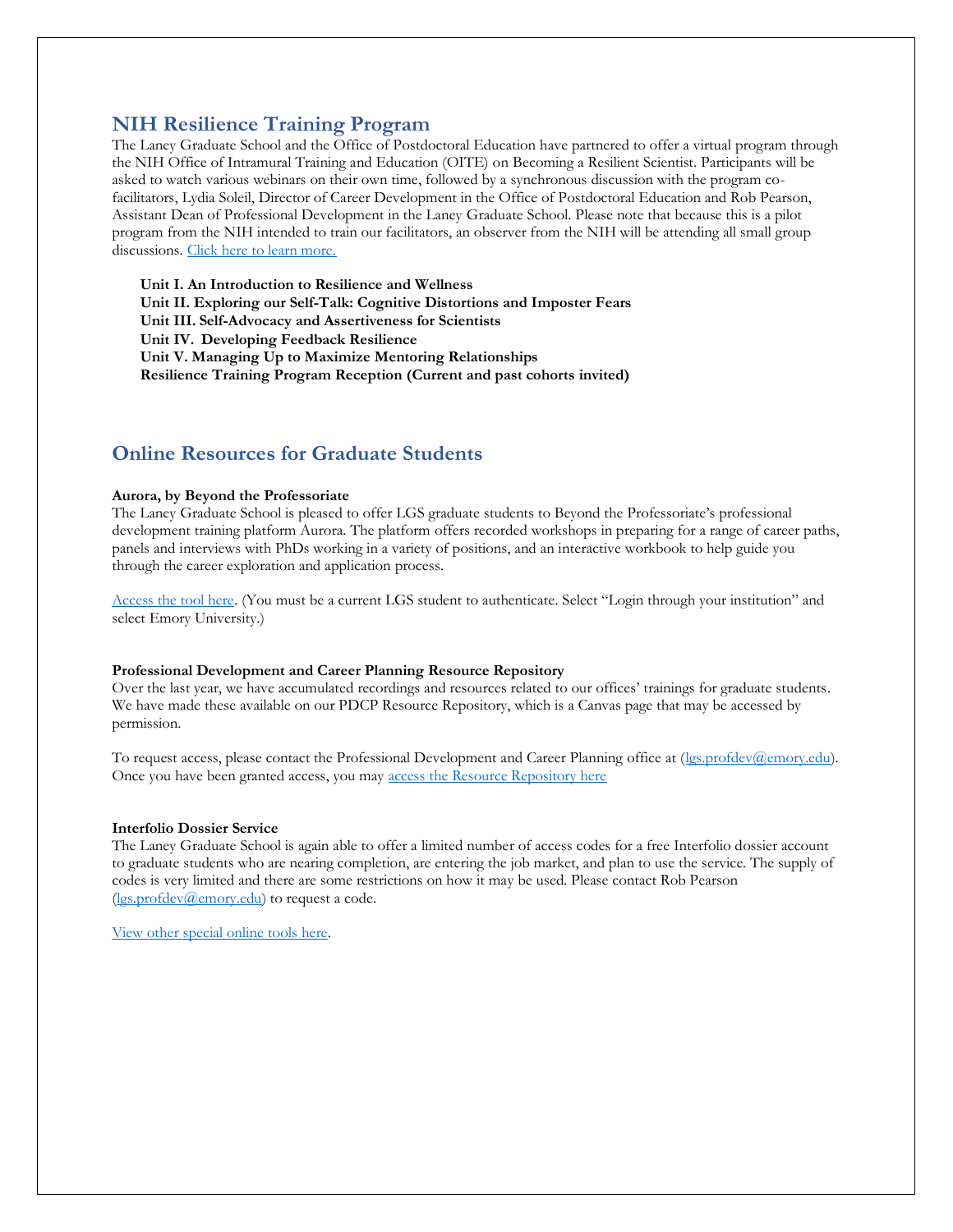## NIH Resilience Training Program

The Laney Graduate School and the Office of Postdoctoral Education have partnered to offer a virtual program through the NIH Office of Intramural Training and Education (OITE) on Becoming a Resilient Scientist. Participants will be asked to watch various webinars on their own time, followed by a synchronous discussion with the program co-facilitators, Lydia Soleil, Director of Career Development in the Office of Postdoctoral Education and Rob Pearson, Assistant Dean of Professional Development in the Laney Graduate School. Please note that because this is a pilot program from the NIH intended to train our facilitators, an observer from the NIH will be attending all small group discussions. Click here to learn more.

**Unit I. An Introduction to Resilience and Wellness**
**Unit II. Exploring our Self-Talk: Cognitive Distortions and Imposter Fears**
**Unit III. Self-Advocacy and Assertiveness for Scientists**
**Unit IV. Developing Feedback Resilience**
**Unit V. Managing Up to Maximize Mentoring Relationships**
**Resilience Training Program Reception (Current and past cohorts invited)**

## Online Resources for Graduate Students

**Aurora, by Beyond the Professoriate**

The Laney Graduate School is pleased to offer LGS graduate students to Beyond the Professoriate's professional development training platform Aurora. The platform offers recorded workshops in preparing for a range of career paths, panels and interviews with PhDs working in a variety of positions, and an interactive workbook to help guide you through the career exploration and application process.

Access the tool here. (You must be a current LGS student to authenticate. Select "Login through your institution" and select Emory University.)

**Professional Development and Career Planning Resource Repository**

Over the last year, we have accumulated recordings and resources related to our offices' trainings for graduate students. We have made these available on our PDCP Resource Repository, which is a Canvas page that may be accessed by permission.

To request access, please contact the Professional Development and Career Planning office at (lgs.profdev@emory.edu). Once you have been granted access, you may access the Resource Repository here

**Interfolio Dossier Service**

The Laney Graduate School is again able to offer a limited number of access codes for a free Interfolio dossier account to graduate students who are nearing completion, are entering the job market, and plan to use the service. The supply of codes is very limited and there are some restrictions on how it may be used. Please contact Rob Pearson (lgs.profdev@emory.edu) to request a code.

View other special online tools here.